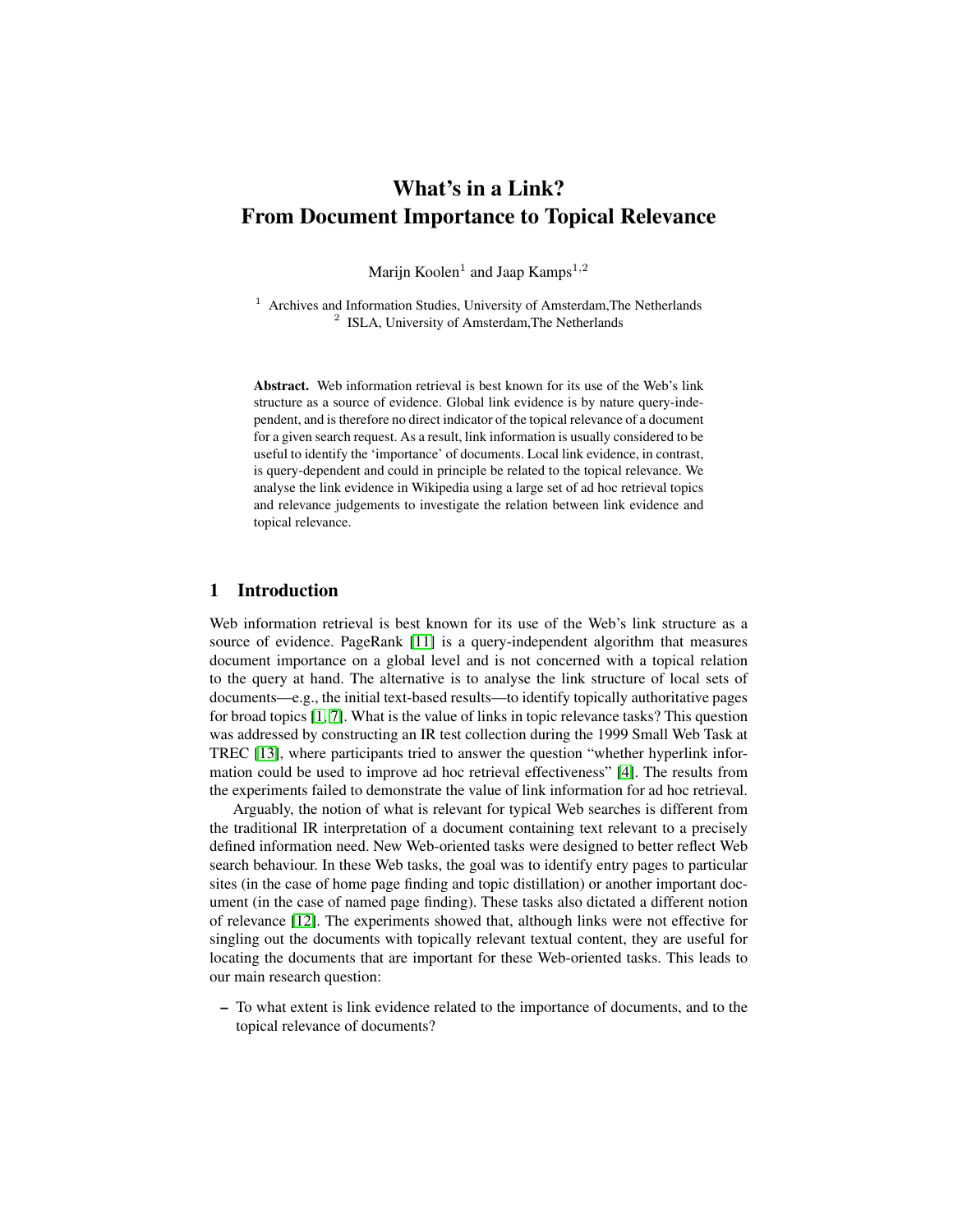# What's in a Link?
# From Document Importance to Topical Relevance

Marijn Koolen[1] and Jaap Kamps[1,2]

[1] Archives and Information Studies, University of Amsterdam,The Netherlands
[2] ISLA, University of Amsterdam,The Netherlands

**Abstract.** Web information retrieval is best known for its use of the Web's link structure as a source of evidence. Global link evidence is by nature query-independent, and is therefore no direct indicator of the topical relevance of a document for a given search request. As a result, link information is usually considered to be useful to identify the 'importance' of documents. Local link evidence, in contrast, is query-dependent and could in principle be related to the topical relevance. We analyse the link evidence in Wikipedia using a large set of ad hoc retrieval topics and relevance judgements to investigate the relation between link evidence and topical relevance.

## 1 Introduction

Web information retrieval is best known for its use of the Web's link structure as a source of evidence. PageRank [11] is a query-independent algorithm that measures document importance on a global level and is not concerned with a topical relation to the query at hand. The alternative is to analyse the link structure of local sets of documents—e.g., the initial text-based results—to identify topically authoritative pages for broad topics [1, 7]. What is the value of links in topic relevance tasks? This question was addressed by constructing an IR test collection during the 1999 Small Web Task at TREC [13], where participants tried to answer the question "whether hyperlink information could be used to improve ad hoc retrieval effectiveness" [4]. The results from the experiments failed to demonstrate the value of link information for ad hoc retrieval.

Arguably, the notion of what is relevant for typical Web searches is different from the traditional IR interpretation of a document containing text relevant to a precisely defined information need. New Web-oriented tasks were designed to better reflect Web search behaviour. In these Web tasks, the goal was to identify entry pages to particular sites (in the case of home page finding and topic distillation) or another important document (in the case of named page finding). These tasks also dictated a different notion of relevance [12]. The experiments showed that, although links were not effective for singling out the documents with topically relevant textual content, they are useful for locating the documents that are important for these Web-oriented tasks. This leads to our main research question:

- To what extent is link evidence related to the importance of documents, and to the topical relevance of documents?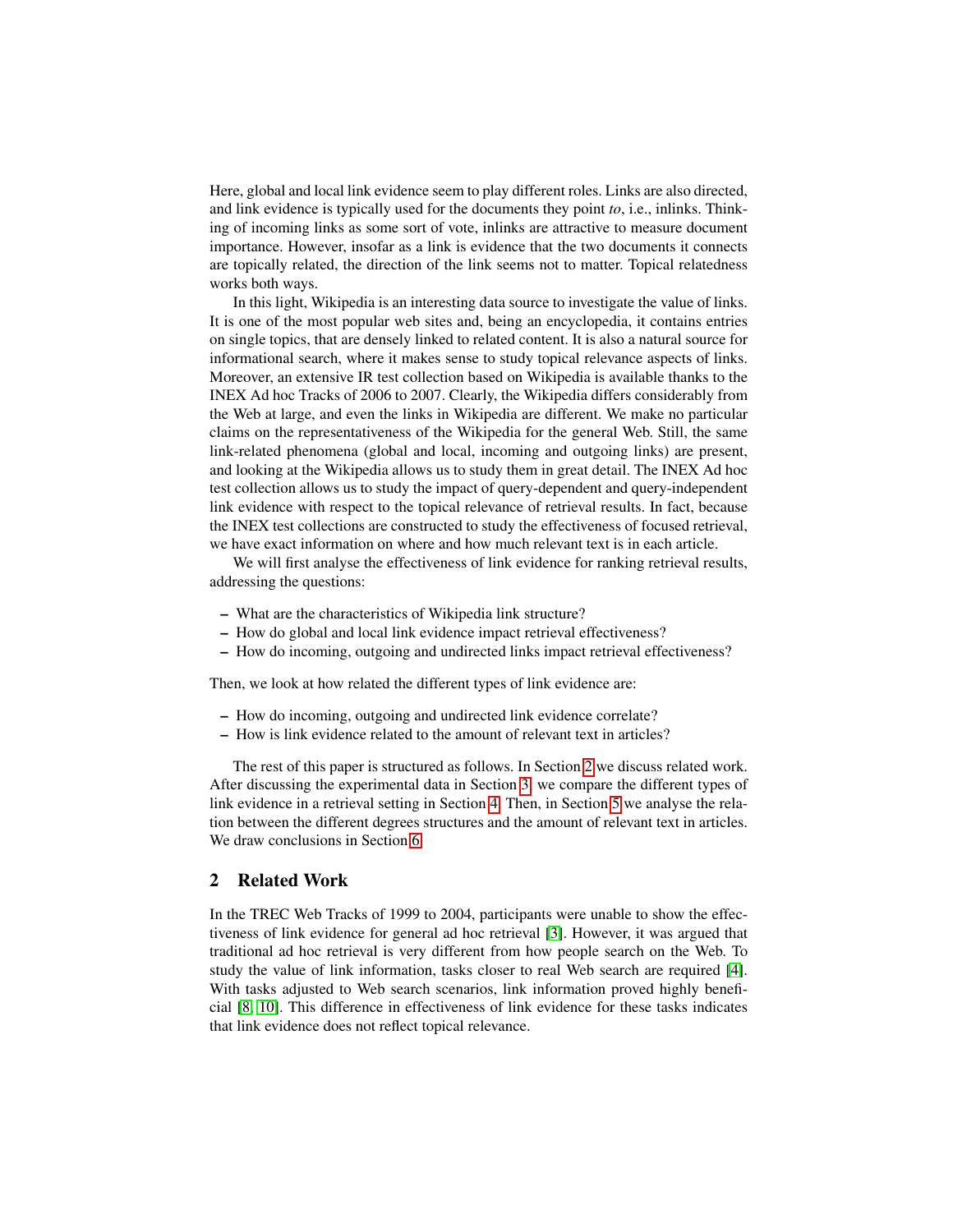Here, global and local link evidence seem to play different roles. Links are also directed, and link evidence is typically used for the documents they point *to*, i.e., inlinks. Thinking of incoming links as some sort of vote, inlinks are attractive to measure document importance. However, insofar as a link is evidence that the two documents it connects are topically related, the direction of the link seems not to matter. Topical relatedness works both ways.

In this light, Wikipedia is an interesting data source to investigate the value of links. It is one of the most popular web sites and, being an encyclopedia, it contains entries on single topics, that are densely linked to related content. It is also a natural source for informational search, where it makes sense to study topical relevance aspects of links. Moreover, an extensive IR test collection based on Wikipedia is available thanks to the INEX Ad hoc Tracks of 2006 to 2007. Clearly, the Wikipedia differs considerably from the Web at large, and even the links in Wikipedia are different. We make no particular claims on the representativeness of the Wikipedia for the general Web. Still, the same link-related phenomena (global and local, incoming and outgoing links) are present, and looking at the Wikipedia allows us to study them in great detail. The INEX Ad hoc test collection allows us to study the impact of query-dependent and query-independent link evidence with respect to the topical relevance of retrieval results. In fact, because the INEX test collections are constructed to study the effectiveness of focused retrieval, we have exact information on where and how much relevant text is in each article.

We will first analyse the effectiveness of link evidence for ranking retrieval results, addressing the questions:

- What are the characteristics of Wikipedia link structure?
- How do global and local link evidence impact retrieval effectiveness?
- How do incoming, outgoing and undirected links impact retrieval effectiveness?

Then, we look at how related the different types of link evidence are:

- How do incoming, outgoing and undirected link evidence correlate?
- How is link evidence related to the amount of relevant text in articles?

The rest of this paper is structured as follows. In Section 2 we discuss related work. After discussing the experimental data in Section 3, we compare the different types of link evidence in a retrieval setting in Section 4. Then, in Section 5 we analyse the relation between the different degrees structures and the amount of relevant text in articles. We draw conclusions in Section 6.

## 2 Related Work

In the TREC Web Tracks of 1999 to 2004, participants were unable to show the effectiveness of link evidence for general ad hoc retrieval [3]. However, it was argued that traditional ad hoc retrieval is very different from how people search on the Web. To study the value of link information, tasks closer to real Web search are required [4]. With tasks adjusted to Web search scenarios, link information proved highly beneficial [8, 10]. This difference in effectiveness of link evidence for these tasks indicates that link evidence does not reflect topical relevance.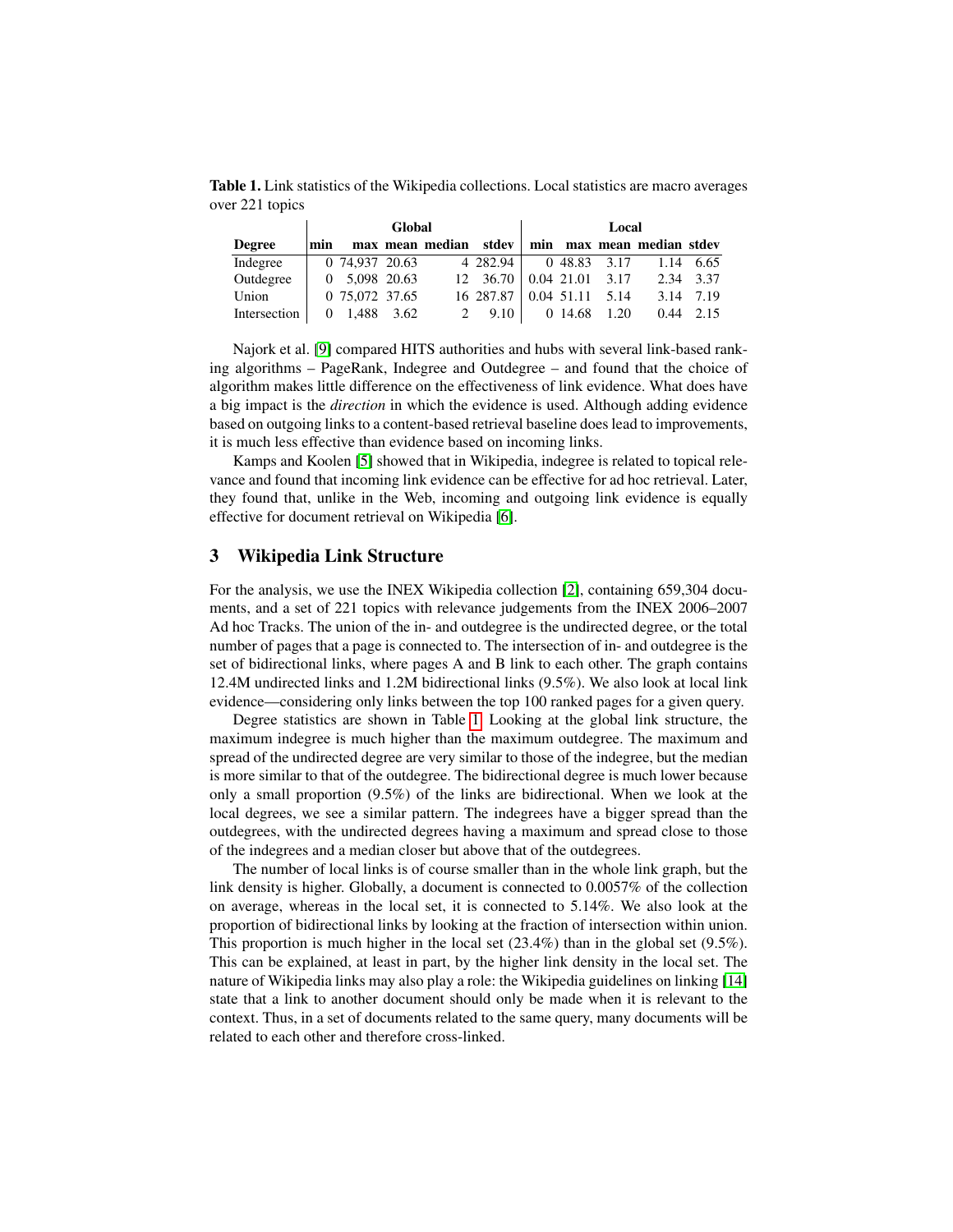**Table 1.** Link statistics of the Wikipedia collections. Local statistics are macro averages over 221 topics

| | Global | | | | | Local | | | | |
|---|---|---|---|---|---|---|---|---|---|---|
| **Degree** | **min** | **max** | **mean** | **median** | **stdev** | **min** | **max** | **mean** | **median** | **stdev** |
| Indegree | 0 | 74,937 | 20.63 | 4 | 282.94 | 0 | 48.83 | 3.17 | 1.14 | 6.65 |
| Outdegree | 0 | 5,098 | 20.63 | 12 | 36.70 | 0.04 | 21.01 | 3.17 | 2.34 | 3.37 |
| Union | 0 | 75,072 | 37.65 | 16 | 287.87 | 0.04 | 51.11 | 5.14 | 3.14 | 7.19 |
| Intersection | 0 | 1,488 | 3.62 | 2 | 9.10 | 0 | 14.68 | 1.20 | 0.44 | 2.15 |

Najork et al. [9] compared HITS authorities and hubs with several link-based ranking algorithms – PageRank, Indegree and Outdegree – and found that the choice of algorithm makes little difference on the effectiveness of link evidence. What does have a big impact is the *direction* in which the evidence is used. Although adding evidence based on outgoing links to a content-based retrieval baseline does lead to improvements, it is much less effective than evidence based on incoming links.

Kamps and Koolen [5] showed that in Wikipedia, indegree is related to topical relevance and found that incoming link evidence can be effective for ad hoc retrieval. Later, they found that, unlike in the Web, incoming and outgoing link evidence is equally effective for document retrieval on Wikipedia [6].

## 3 Wikipedia Link Structure

For the analysis, we use the INEX Wikipedia collection [2], containing 659,304 documents, and a set of 221 topics with relevance judgements from the INEX 2006–2007 Ad hoc Tracks. The union of the in- and outdegree is the undirected degree, or the total number of pages that a page is connected to. The intersection of in- and outdegree is the set of bidirectional links, where pages A and B link to each other. The graph contains 12.4M undirected links and 1.2M bidirectional links (9.5%). We also look at local link evidence—considering only links between the top 100 ranked pages for a given query.

Degree statistics are shown in Table 1. Looking at the global link structure, the maximum indegree is much higher than the maximum outdegree. The maximum and spread of the undirected degree are very similar to those of the indegree, but the median is more similar to that of the outdegree. The bidirectional degree is much lower because only a small proportion (9.5%) of the links are bidirectional. When we look at the local degrees, we see a similar pattern. The indegrees have a bigger spread than the outdegrees, with the undirected degrees having a maximum and spread close to those of the indegrees and a median closer but above that of the outdegrees.

The number of local links is of course smaller than in the whole link graph, but the link density is higher. Globally, a document is connected to 0.0057% of the collection on average, whereas in the local set, it is connected to 5.14%. We also look at the proportion of bidirectional links by looking at the fraction of intersection within union. This proportion is much higher in the local set (23.4%) than in the global set (9.5%). This can be explained, at least in part, by the higher link density in the local set. The nature of Wikipedia links may also play a role: the Wikipedia guidelines on linking [14] state that a link to another document should only be made when it is relevant to the context. Thus, in a set of documents related to the same query, many documents will be related to each other and therefore cross-linked.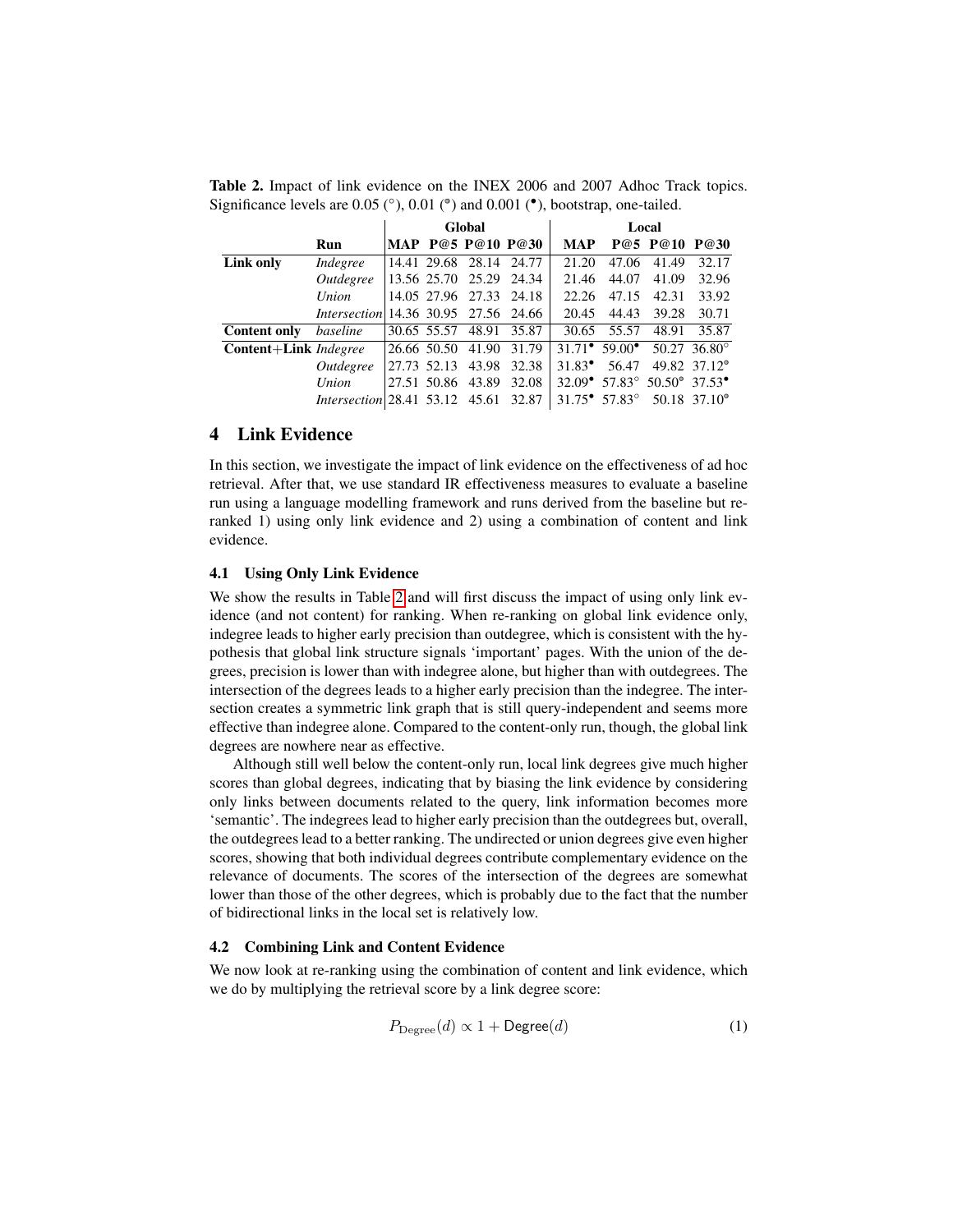**Table 2.** Impact of link evidence on the INEX 2006 and 2007 Adhoc Track topics. Significance levels are 0.05 (°), 0.01 (•) and 0.001 (•), bootstrap, one-tailed.

| | Run | Global | | | | Local | | | |
|---|---|---|---|---|---|---|---|---|---|
| | | **MAP** | **P@5** | **P@10** | **P@30** | **MAP** | **P@5** | **P@10** | **P@30** |
| **Link only** | *Indegree* | 14.41 | 29.68 | 28.14 | 24.77 | 21.20 | 47.06 | 41.49 | 32.17 |
| | *Outdegree* | 13.56 | 25.70 | 25.29 | 24.34 | 21.46 | 44.07 | 41.09 | 32.96 |
| | *Union* | 14.05 | 27.96 | 27.33 | 24.18 | 22.26 | 47.15 | 42.31 | 33.92 |
| | *Intersection* | 14.36 | 30.95 | 27.56 | 24.66 | 20.45 | 44.43 | 39.28 | 30.71 |
| **Content only** | *baseline* | 30.65 | 55.57 | 48.91 | 35.87 | 30.65 | 55.57 | 48.91 | 35.87 |
| **Content+Link** | *Indegree* | 26.66 | 50.50 | 41.90 | 31.79 | 31.71• | 59.00• | 50.27 | 36.80° |
| | *Outdegree* | 27.73 | 52.13 | 43.98 | 32.38 | 31.83• | 56.47 | 49.82 | 37.12• |
| | *Union* | 27.51 | 50.86 | 43.89 | 32.08 | 32.09• | 57.83° | 50.50• | 37.53• |
| | *Intersection* | 28.41 | 53.12 | 45.61 | 32.87 | 31.75• | 57.83° | 50.18 | 37.10• |

## 4 Link Evidence

In this section, we investigate the impact of link evidence on the effectiveness of ad hoc retrieval. After that, we use standard IR effectiveness measures to evaluate a baseline run using a language modelling framework and runs derived from the baseline but re-ranked 1) using only link evidence and 2) using a combination of content and link evidence.

### 4.1 Using Only Link Evidence

We show the results in Table 2 and will first discuss the impact of using only link evidence (and not content) for ranking. When re-ranking on global link evidence only, indegree leads to higher early precision than outdegree, which is consistent with the hypothesis that global link structure signals 'important' pages. With the union of the degrees, precision is lower than with indegree alone, but higher than with outdegrees. The intersection of the degrees leads to a higher early precision than the indegree. The intersection creates a symmetric link graph that is still query-independent and seems more effective than indegree alone. Compared to the content-only run, though, the global link degrees are nowhere near as effective.

Although still well below the content-only run, local link degrees give much higher scores than global degrees, indicating that by biasing the link evidence by considering only links between documents related to the query, link information becomes more 'semantic'. The indegrees lead to higher early precision than the outdegrees but, overall, the outdegrees lead to a better ranking. The undirected or union degrees give even higher scores, showing that both individual degrees contribute complementary evidence on the relevance of documents. The scores of the intersection of the degrees are somewhat lower than those of the other degrees, which is probably due to the fact that the number of bidirectional links in the local set is relatively low.

### 4.2 Combining Link and Content Evidence

We now look at re-ranking using the combination of content and link evidence, which we do by multiplying the retrieval score by a link degree score:

$$P_{\text{Degree}}(d) \propto 1 + \mathsf{Degree}(d) \tag{1}$$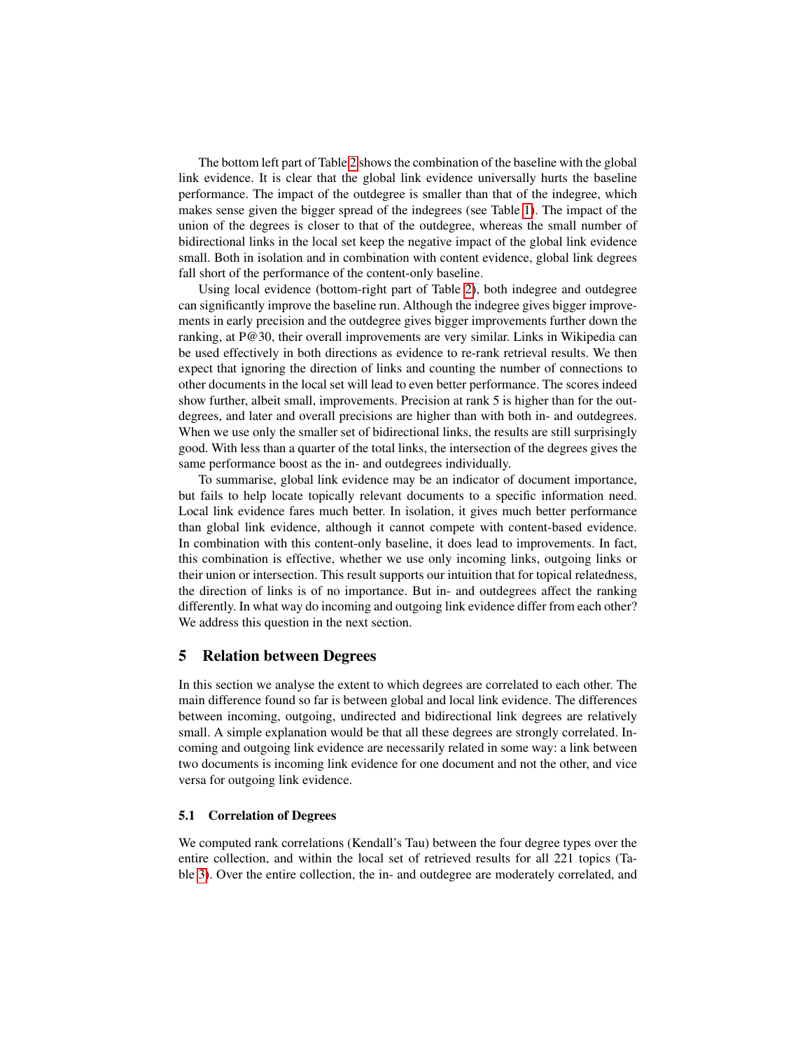The bottom left part of Table 2 shows the combination of the baseline with the global link evidence. It is clear that the global link evidence universally hurts the baseline performance. The impact of the outdegree is smaller than that of the indegree, which makes sense given the bigger spread of the indegrees (see Table 1). The impact of the union of the degrees is closer to that of the outdegree, whereas the small number of bidirectional links in the local set keep the negative impact of the global link evidence small. Both in isolation and in combination with content evidence, global link degrees fall short of the performance of the content-only baseline.

Using local evidence (bottom-right part of Table 2), both indegree and outdegree can significantly improve the baseline run. Although the indegree gives bigger improvements in early precision and the outdegree gives bigger improvements further down the ranking, at P@30, their overall improvements are very similar. Links in Wikipedia can be used effectively in both directions as evidence to re-rank retrieval results. We then expect that ignoring the direction of links and counting the number of connections to other documents in the local set will lead to even better performance. The scores indeed show further, albeit small, improvements. Precision at rank 5 is higher than for the outdegrees, and later and overall precisions are higher than with both in- and outdegrees. When we use only the smaller set of bidirectional links, the results are still surprisingly good. With less than a quarter of the total links, the intersection of the degrees gives the same performance boost as the in- and outdegrees individually.

To summarise, global link evidence may be an indicator of document importance, but fails to help locate topically relevant documents to a specific information need. Local link evidence fares much better. In isolation, it gives much better performance than global link evidence, although it cannot compete with content-based evidence. In combination with this content-only baseline, it does lead to improvements. In fact, this combination is effective, whether we use only incoming links, outgoing links or their union or intersection. This result supports our intuition that for topical relatedness, the direction of links is of no importance. But in- and outdegrees affect the ranking differently. In what way do incoming and outgoing link evidence differ from each other? We address this question in the next section.

## 5 Relation between Degrees

In this section we analyse the extent to which degrees are correlated to each other. The main difference found so far is between global and local link evidence. The differences between incoming, outgoing, undirected and bidirectional link degrees are relatively small. A simple explanation would be that all these degrees are strongly correlated. Incoming and outgoing link evidence are necessarily related in some way: a link between two documents is incoming link evidence for one document and not the other, and vice versa for outgoing link evidence.

### 5.1 Correlation of Degrees

We computed rank correlations (Kendall's Tau) between the four degree types over the entire collection, and within the local set of retrieved results for all 221 topics (Table 3). Over the entire collection, the in- and outdegree are moderately correlated, and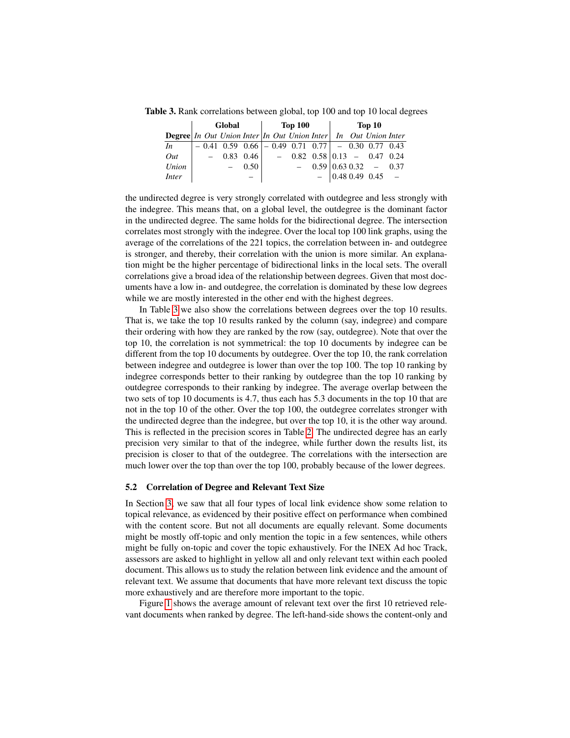**Table 3.** Rank correlations between global, top 100 and top 10 local degrees

| | Global | | | | Top 100 | | | | Top 10 | | | |
|---|---|---|---|---|---|---|---|---|---|---|---|---|
| **Degree** | *In* | *Out* | *Union* | *Inter* | *In* | *Out* | *Union* | *Inter* | *In* | *Out* | *Union* | *Inter* |
| *In* | – | 0.41 | 0.59 | 0.66 | – | 0.49 | 0.71 | 0.77 | – | 0.30 | 0.77 | 0.43 |
| *Out* | | – | 0.83 | 0.46 | | – | 0.82 | 0.58 | 0.13 | – | 0.47 | 0.24 |
| *Union* | | | – | 0.50 | | | – | 0.59 | 0.63 | 0.32 | – | 0.37 |
| *Inter* | | | | – | | | | – | 0.48 | 0.49 | 0.45 | – |

the undirected degree is very strongly correlated with outdegree and less strongly with the indegree. This means that, on a global level, the outdegree is the dominant factor in the undirected degree. The same holds for the bidirectional degree. The intersection correlates most strongly with the indegree. Over the local top 100 link graphs, using the average of the correlations of the 221 topics, the correlation between in- and outdegree is stronger, and thereby, their correlation with the union is more similar. An explanation might be the higher percentage of bidirectional links in the local sets. The overall correlations give a broad idea of the relationship between degrees. Given that most documents have a low in- and outdegree, the correlation is dominated by these low degrees while we are mostly interested in the other end with the highest degrees.

In Table 3 we also show the correlations between degrees over the top 10 results. That is, we take the top 10 results ranked by the column (say, indegree) and compare their ordering with how they are ranked by the row (say, outdegree). Note that over the top 10, the correlation is not symmetrical: the top 10 documents by indegree can be different from the top 10 documents by outdegree. Over the top 10, the rank correlation between indegree and outdegree is lower than over the top 100. The top 10 ranking by indegree corresponds better to their ranking by outdegree than the top 10 ranking by outdegree corresponds to their ranking by indegree. The average overlap between the two sets of top 10 documents is 4.7, thus each has 5.3 documents in the top 10 that are not in the top 10 of the other. Over the top 100, the outdegree correlates stronger with the undirected degree than the indegree, but over the top 10, it is the other way around. This is reflected in the precision scores in Table 2. The undirected degree has an early precision very similar to that of the indegree, while further down the results list, its precision is closer to that of the outdegree. The correlations with the intersection are much lower over the top than over the top 100, probably because of the lower degrees.

### 5.2 Correlation of Degree and Relevant Text Size

In Section 3, we saw that all four types of local link evidence show some relation to topical relevance, as evidenced by their positive effect on performance when combined with the content score. But not all documents are equally relevant. Some documents might be mostly off-topic and only mention the topic in a few sentences, while others might be fully on-topic and cover the topic exhaustively. For the INEX Ad hoc Track, assessors are asked to highlight in yellow all and only relevant text within each pooled document. This allows us to study the relation between link evidence and the amount of relevant text. We assume that documents that have more relevant text discuss the topic more exhaustively and are therefore more important to the topic.

Figure 1 shows the average amount of relevant text over the first 10 retrieved relevant documents when ranked by degree. The left-hand-side shows the content-only and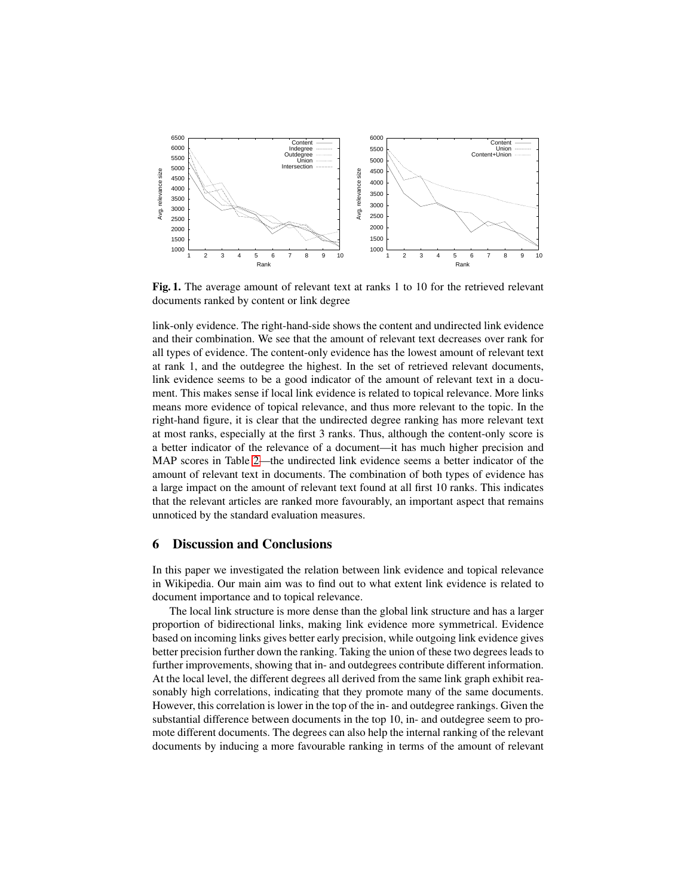**Fig. 1.** The average amount of relevant text at ranks 1 to 10 for the retrieved relevant documents ranked by content or link degree

link-only evidence. The right-hand-side shows the content and undirected link evidence and their combination. We see that the amount of relevant text decreases over rank for all types of evidence. The content-only evidence has the lowest amount of relevant text at rank 1, and the outdegree the highest. In the set of retrieved relevant documents, link evidence seems to be a good indicator of the amount of relevant text in a document. This makes sense if local link evidence is related to topical relevance. More links means more evidence of topical relevance, and thus more relevant to the topic. In the right-hand figure, it is clear that the undirected degree ranking has more relevant text at most ranks, especially at the first 3 ranks. Thus, although the content-only score is a better indicator of the relevance of a document—it has much higher precision and MAP scores in Table 2—the undirected link evidence seems a better indicator of the amount of relevant text in documents. The combination of both types of evidence has a large impact on the amount of relevant text found at all first 10 ranks. This indicates that the relevant articles are ranked more favourably, an important aspect that remains unnoticed by the standard evaluation measures.

## 6 Discussion and Conclusions

In this paper we investigated the relation between link evidence and topical relevance in Wikipedia. Our main aim was to find out to what extent link evidence is related to document importance and to topical relevance.

The local link structure is more dense than the global link structure and has a larger proportion of bidirectional links, making link evidence more symmetrical. Evidence based on incoming links gives better early precision, while outgoing link evidence gives better precision further down the ranking. Taking the union of these two degrees leads to further improvements, showing that in- and outdegrees contribute different information. At the local level, the different degrees all derived from the same link graph exhibit reasonably high correlations, indicating that they promote many of the same documents. However, this correlation is lower in the top of the in- and outdegree rankings. Given the substantial difference between documents in the top 10, in- and outdegree seem to promote different documents. The degrees can also help the internal ranking of the relevant documents by inducing a more favourable ranking in terms of the amount of relevant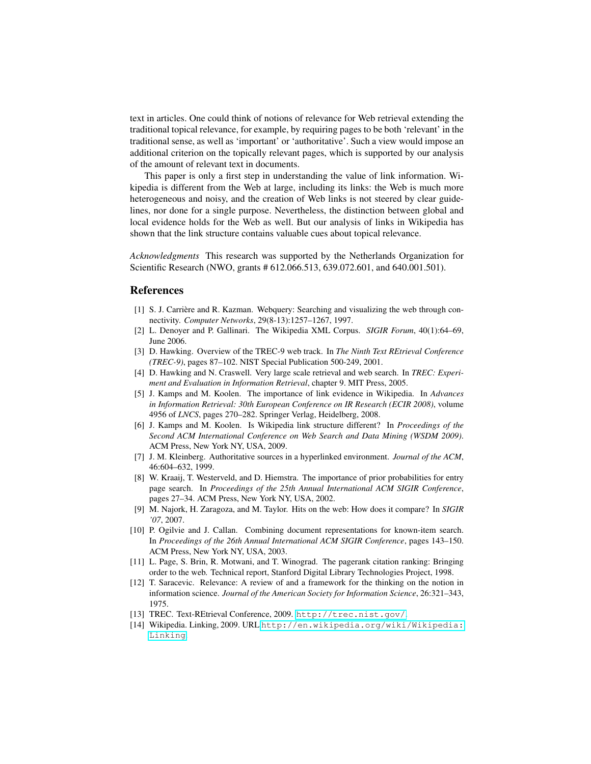text in articles. One could think of notions of relevance for Web retrieval extending the traditional topical relevance, for example, by requiring pages to be both 'relevant' in the traditional sense, as well as 'important' or 'authoritative'. Such a view would impose an additional criterion on the topically relevant pages, which is supported by our analysis of the amount of relevant text in documents.

This paper is only a first step in understanding the value of link information. Wikipedia is different from the Web at large, including its links: the Web is much more heterogeneous and noisy, and the creation of Web links is not steered by clear guidelines, nor done for a single purpose. Nevertheless, the distinction between global and local evidence holds for the Web as well. But our analysis of links in Wikipedia has shown that the link structure contains valuable cues about topical relevance.

*Acknowledgments* This research was supported by the Netherlands Organization for Scientific Research (NWO, grants # 612.066.513, 639.072.601, and 640.001.501).

## References

[1] S. J. Carrière and R. Kazman. Webquery: Searching and visualizing the web through connectivity. *Computer Networks*, 29(8-13):1257–1267, 1997.

[2] L. Denoyer and P. Gallinari. The Wikipedia XML Corpus. *SIGIR Forum*, 40(1):64–69, June 2006.

[3] D. Hawking. Overview of the TREC-9 web track. In *The Ninth Text REtrieval Conference (TREC-9)*, pages 87–102. NIST Special Publication 500-249, 2001.

[4] D. Hawking and N. Craswell. Very large scale retrieval and web search. In *TREC: Experiment and Evaluation in Information Retrieval*, chapter 9. MIT Press, 2005.

[5] J. Kamps and M. Koolen. The importance of link evidence in Wikipedia. In *Advances in Information Retrieval: 30th European Conference on IR Research (ECIR 2008)*, volume 4956 of *LNCS*, pages 270–282. Springer Verlag, Heidelberg, 2008.

[6] J. Kamps and M. Koolen. Is Wikipedia link structure different? In *Proceedings of the Second ACM International Conference on Web Search and Data Mining (WSDM 2009)*. ACM Press, New York NY, USA, 2009.

[7] J. M. Kleinberg. Authoritative sources in a hyperlinked environment. *Journal of the ACM*, 46:604–632, 1999.

[8] W. Kraaij, T. Westerveld, and D. Hiemstra. The importance of prior probabilities for entry page search. In *Proceedings of the 25th Annual International ACM SIGIR Conference*, pages 27–34. ACM Press, New York NY, USA, 2002.

[9] M. Najork, H. Zaragoza, and M. Taylor. Hits on the web: How does it compare? In *SIGIR '07*, 2007.

[10] P. Ogilvie and J. Callan. Combining document representations for known-item search. In *Proceedings of the 26th Annual International ACM SIGIR Conference*, pages 143–150. ACM Press, New York NY, USA, 2003.

[11] L. Page, S. Brin, R. Motwani, and T. Winograd. The pagerank citation ranking: Bringing order to the web. Technical report, Stanford Digital Library Technologies Project, 1998.

[12] T. Saracevic. Relevance: A review of and a framework for the thinking on the notion in information science. *Journal of the American Society for Information Science*, 26:321–343, 1975.

[13] TREC. Text-REtrieval Conference, 2009. http://trec.nist.gov/.

[14] Wikipedia. Linking, 2009. URL http://en.wikipedia.org/wiki/Wikipedia:Linking.